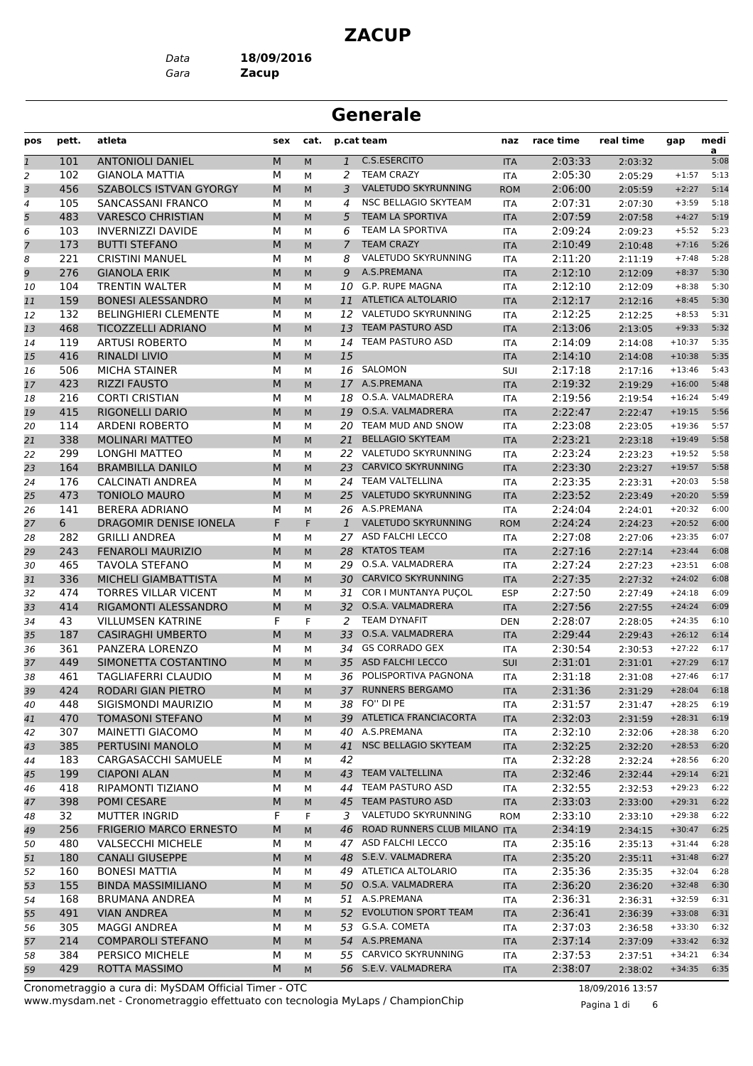# ZACUP

Data **18/09/2016**
Gara **Zacup**

## Generale

| pos | pett. | atleta | sex | cat. | p.cat | team | naz | race time | real time | gap | media |
|---|---|---|---|---|---|---|---|---|---|---|---|
| 1 | 101 | ANTONIOLI DANIEL | M | M | 1 | C.S.ESERCITO | ITA | 2:03:33 | 2:03:32 | | 5:08 |
| 2 | 102 | GIANOLA MATTIA | M | M | 2 | TEAM CRAZY | ITA | 2:05:30 | 2:05:29 | +1:57 | 5:13 |
| 3 | 456 | SZABOLCS ISTVAN GYORGY | M | M | 3 | VALETUDO SKYRUNNING | ROM | 2:06:00 | 2:05:59 | +2:27 | 5:14 |
| 4 | 105 | SANCASSANI FRANCO | M | M | 4 | NSC BELLAGIO SKYTEAM | ITA | 2:07:31 | 2:07:30 | +3:59 | 5:18 |
| 5 | 483 | VARESCO CHRISTIAN | M | M | 5 | TEAM LA SPORTIVA | ITA | 2:07:59 | 2:07:58 | +4:27 | 5:19 |
| 6 | 103 | INVERNIZZI DAVIDE | M | M | 6 | TEAM LA SPORTIVA | ITA | 2:09:24 | 2:09:23 | +5:52 | 5:23 |
| 7 | 173 | BUTTI STEFANO | M | M | 7 | TEAM CRAZY | ITA | 2:10:49 | 2:10:48 | +7:16 | 5:26 |
| 8 | 221 | CRISTINI MANUEL | M | M | 8 | VALETUDO SKYRUNNING | ITA | 2:11:20 | 2:11:19 | +7:48 | 5:28 |
| 9 | 276 | GIANOLA ERIK | M | M | 9 | A.S.PREMANA | ITA | 2:12:10 | 2:12:09 | +8:37 | 5:30 |
| 10 | 104 | TRENTIN WALTER | M | M | 10 | G.P. RUPE MAGNA | ITA | 2:12:10 | 2:12:09 | +8:38 | 5:30 |
| 11 | 159 | BONESI ALESSANDRO | M | M | 11 | ATLETICA ALTOLARIO | ITA | 2:12:17 | 2:12:16 | +8:45 | 5:30 |
| 12 | 132 | BELINGHIERI CLEMENTE | M | M | 12 | VALETUDO SKYRUNNING | ITA | 2:12:25 | 2:12:25 | +8:53 | 5:31 |
| 13 | 468 | TICOZZELLI ADRIANO | M | M | 13 | TEAM PASTURO ASD | ITA | 2:13:06 | 2:13:05 | +9:33 | 5:32 |
| 14 | 119 | ARTUSI ROBERTO | M | M | 14 | TEAM PASTURO ASD | ITA | 2:14:09 | 2:14:08 | +10:37 | 5:35 |
| 15 | 416 | RINALDI LIVIO | M | M | 15 | | ITA | 2:14:10 | 2:14:08 | +10:38 | 5:35 |
| 16 | 506 | MICHA STAINER | M | M | 16 | SALOMON | SUI | 2:17:18 | 2:17:16 | +13:46 | 5:43 |
| 17 | 423 | RIZZI FAUSTO | M | M | 17 | A.S.PREMANA | ITA | 2:19:32 | 2:19:29 | +16:00 | 5:48 |
| 18 | 216 | CORTI CRISTIAN | M | M | 18 | O.S.A. VALMADRERA | ITA | 2:19:56 | 2:19:54 | +16:24 | 5:49 |
| 19 | 415 | RIGONELLI DARIO | M | M | 19 | O.S.A. VALMADRERA | ITA | 2:22:47 | 2:22:47 | +19:15 | 5:56 |
| 20 | 114 | ARDENI ROBERTO | M | M | 20 | TEAM MUD AND SNOW | ITA | 2:23:08 | 2:23:05 | +19:36 | 5:57 |
| 21 | 338 | MOLINARI MATTEO | M | M | 21 | BELLAGIO SKYTEAM | ITA | 2:23:21 | 2:23:18 | +19:49 | 5:58 |
| 22 | 299 | LONGHI MATTEO | M | M | 22 | VALETUDO SKYRUNNING | ITA | 2:23:24 | 2:23:23 | +19:52 | 5:58 |
| 23 | 164 | BRAMBILLA DANILO | M | M | 23 | CARVICO SKYRUNNING | ITA | 2:23:30 | 2:23:27 | +19:57 | 5:58 |
| 24 | 176 | CALCINATI ANDREA | M | M | 24 | TEAM VALTELLINA | ITA | 2:23:35 | 2:23:31 | +20:03 | 5:58 |
| 25 | 473 | TONIOLO MAURO | M | M | 25 | VALETUDO SKYRUNNING | ITA | 2:23:52 | 2:23:49 | +20:20 | 5:59 |
| 26 | 141 | BERERA ADRIANO | M | M | 26 | A.S.PREMANA | ITA | 2:24:04 | 2:24:01 | +20:32 | 6:00 |
| 27 | 6 | DRAGOMIR DENISE IONELA | F | F | 1 | VALETUDO SKYRUNNING | ROM | 2:24:24 | 2:24:23 | +20:52 | 6:00 |
| 28 | 282 | GRILLI ANDREA | M | M | 27 | ASD FALCHI LECCO | ITA | 2:27:08 | 2:27:06 | +23:35 | 6:07 |
| 29 | 243 | FENAROLI MAURIZIO | M | M | 28 | KTATOS TEAM | ITA | 2:27:16 | 2:27:14 | +23:44 | 6:08 |
| 30 | 465 | TAVOLA STEFANO | M | M | 29 | O.S.A. VALMADRERA | ITA | 2:27:24 | 2:27:23 | +23:51 | 6:08 |
| 31 | 336 | MICHELI GIAMBATTISTA | M | M | 30 | CARVICO SKYRUNNING | ITA | 2:27:35 | 2:27:32 | +24:02 | 6:08 |
| 32 | 474 | TORRES VILLAR VICENT | M | M | 31 | COR I MUNTANYA PUÇOL | ESP | 2:27:50 | 2:27:49 | +24:18 | 6:09 |
| 33 | 414 | RIGAMONTI ALESSANDRO | M | M | 32 | O.S.A. VALMADRERA | ITA | 2:27:56 | 2:27:55 | +24:24 | 6:09 |
| 34 | 43 | VILLUMSEN KATRINE | F | F | 2 | TEAM DYNAFIT | DEN | 2:28:07 | 2:28:05 | +24:35 | 6:10 |
| 35 | 187 | CASIRAGHI UMBERTO | M | M | 33 | O.S.A. VALMADRERA | ITA | 2:29:44 | 2:29:43 | +26:12 | 6:14 |
| 36 | 361 | PANZERA LORENZO | M | M | 34 | GS CORRADO GEX | ITA | 2:30:54 | 2:30:53 | +27:22 | 6:17 |
| 37 | 449 | SIMONETTA COSTANTINO | M | M | 35 | ASD FALCHI LECCO | SUI | 2:31:01 | 2:31:01 | +27:29 | 6:17 |
| 38 | 461 | TAGLIAFERRI CLAUDIO | M | M | 36 | POLISPORTIVA PAGNONA | ITA | 2:31:18 | 2:31:08 | +27:46 | 6:17 |
| 39 | 424 | RODARI GIAN PIETRO | M | M | 37 | RUNNERS BERGAMO | ITA | 2:31:36 | 2:31:29 | +28:04 | 6:18 |
| 40 | 448 | SIGISMONDI MAURIZIO | M | M | 38 | FO'' DI PE | ITA | 2:31:57 | 2:31:47 | +28:25 | 6:19 |
| 41 | 470 | TOMASONI STEFANO | M | M | 39 | ATLETICA FRANCIACORTA | ITA | 2:32:03 | 2:31:59 | +28:31 | 6:19 |
| 42 | 307 | MAINETTI GIACOMO | M | M | 40 | A.S.PREMANA | ITA | 2:32:10 | 2:32:06 | +28:38 | 6:20 |
| 43 | 385 | PERTUSINI MANOLO | M | M | 41 | NSC BELLAGIO SKYTEAM | ITA | 2:32:25 | 2:32:20 | +28:53 | 6:20 |
| 44 | 183 | CARGASACCHI SAMUELE | M | M | 42 | | ITA | 2:32:28 | 2:32:24 | +28:56 | 6:20 |
| 45 | 199 | CIAPONI ALAN | M | M | 43 | TEAM VALTELLINA | ITA | 2:32:46 | 2:32:44 | +29:14 | 6:21 |
| 46 | 418 | RIPAMONTI TIZIANO | M | M | 44 | TEAM PASTURO ASD | ITA | 2:32:55 | 2:32:53 | +29:23 | 6:22 |
| 47 | 398 | POMI CESARE | M | M | 45 | TEAM PASTURO ASD | ITA | 2:33:03 | 2:33:00 | +29:31 | 6:22 |
| 48 | 32 | MUTTER INGRID | F | F | 3 | VALETUDO SKYRUNNING | ROM | 2:33:10 | 2:33:10 | +29:38 | 6:22 |
| 49 | 256 | FRIGERIO MARCO ERNESTO | M | M | 46 | ROAD RUNNERS CLUB MILANO | ITA | 2:34:19 | 2:34:15 | +30:47 | 6:25 |
| 50 | 480 | VALSECCHI MICHELE | M | M | 47 | ASD FALCHI LECCO | ITA | 2:35:16 | 2:35:13 | +31:44 | 6:28 |
| 51 | 180 | CANALI GIUSEPPE | M | M | 48 | S.E.V. VALMADRERA | ITA | 2:35:20 | 2:35:11 | +31:48 | 6:27 |
| 52 | 160 | BONESI MATTIA | M | M | 49 | ATLETICA ALTOLARIO | ITA | 2:35:36 | 2:35:35 | +32:04 | 6:28 |
| 53 | 155 | BINDA MASSIMILIANO | M | M | 50 | O.S.A. VALMADRERA | ITA | 2:36:20 | 2:36:20 | +32:48 | 6:30 |
| 54 | 168 | BRUMANA ANDREA | M | M | 51 | A.S.PREMANA | ITA | 2:36:31 | 2:36:31 | +32:59 | 6:31 |
| 55 | 491 | VIAN ANDREA | M | M | 52 | EVOLUTION SPORT TEAM | ITA | 2:36:41 | 2:36:39 | +33:08 | 6:31 |
| 56 | 305 | MAGGI ANDREA | M | M | 53 | G.S.A. COMETA | ITA | 2:37:03 | 2:36:58 | +33:30 | 6:32 |
| 57 | 214 | COMPAROLI STEFANO | M | M | 54 | A.S.PREMANA | ITA | 2:37:14 | 2:37:09 | +33:42 | 6:32 |
| 58 | 384 | PERSICO MICHELE | M | M | 55 | CARVICO SKYRUNNING | ITA | 2:37:53 | 2:37:51 | +34:21 | 6:34 |
| 59 | 429 | ROTTA MASSIMO | M | M | 56 | S.E.V. VALMADRERA | ITA | 2:38:07 | 2:38:02 | +34:35 | 6:35 |

Cronometraggio a cura di: MySDAM Official Timer - OTC
www.mysdam.net - Cronometraggio effettuato con tecnologia MyLaps / ChampionChip
18/09/2016 13:57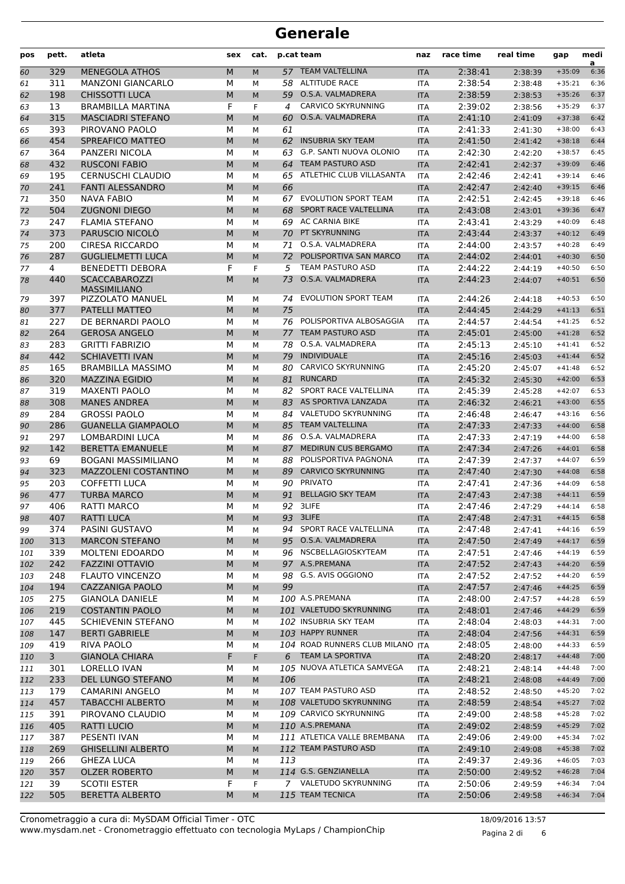# Generale

| pos | pett. | atleta | sex | cat. | p.cat | team | naz | race time | real time | gap | media |
|---|---|---|---|---|---|---|---|---|---|---|---|
| 60 | 329 | MENEGOLA ATHOS | M | M | 57 | TEAM VALTELLINA | ITA | 2:38:41 | 2:38:39 | +35:09 | 6:36 |
| 61 | 311 | MANZONI GIANCARLO | M | M | 58 | ALTITUDE RACE | ITA | 2:38:54 | 2:38:48 | +35:21 | 6:36 |
| 62 | 198 | CHISSOTTI LUCA | M | M | 59 | O.S.A. VALMADRERA | ITA | 2:38:59 | 2:38:53 | +35:26 | 6:37 |
| 63 | 13 | BRAMBILLA MARTINA | F | F | 4 | CARVICO SKYRUNNING | ITA | 2:39:02 | 2:38:56 | +35:29 | 6:37 |
| 64 | 315 | MASCIADRI STEFANO | M | M | 60 | O.S.A. VALMADRERA | ITA | 2:41:10 | 2:41:09 | +37:38 | 6:42 |
| 65 | 393 | PIROVANO PAOLO | M | M | 61 | | ITA | 2:41:33 | 2:41:30 | +38:00 | 6:43 |
| 66 | 454 | SPREAFICO MATTEO | M | M | 62 | INSUBRIA SKY TEAM | ITA | 2:41:50 | 2:41:42 | +38:18 | 6:44 |
| 67 | 364 | PANZERI NICOLA | M | M | 63 | G.P. SANTI NUOVA OLONIO | ITA | 2:42:30 | 2:42:20 | +38:57 | 6:45 |
| 68 | 432 | RUSCONI FABIO | M | M | 64 | TEAM PASTURO ASD | ITA | 2:42:41 | 2:42:37 | +39:09 | 6:46 |
| 69 | 195 | CERNUSCHI CLAUDIO | M | M | 65 | ATLETHIC CLUB VILLASANTA | ITA | 2:42:46 | 2:42:41 | +39:14 | 6:46 |
| 70 | 241 | FANTI ALESSANDRO | M | M | 66 | | ITA | 2:42:47 | 2:42:40 | +39:15 | 6:46 |
| 71 | 350 | NAVA FABIO | M | M | 67 | EVOLUTION SPORT TEAM | ITA | 2:42:51 | 2:42:45 | +39:18 | 6:46 |
| 72 | 504 | ZUGNONI DIEGO | M | M | 68 | SPORT RACE VALTELLINA | ITA | 2:43:08 | 2:43:01 | +39:36 | 6:47 |
| 73 | 247 | FLAMIA STEFANO | M | M | 69 | AC CARNIA BIKE | ITA | 2:43:41 | 2:43:29 | +40:09 | 6:48 |
| 74 | 373 | PARUSCIO NICOLÒ | M | M | 70 | PT SKYRUNNING | ITA | 2:43:44 | 2:43:37 | +40:12 | 6:49 |
| 75 | 200 | CIRESA RICCARDO | M | M | 71 | O.S.A. VALMADRERA | ITA | 2:44:00 | 2:43:57 | +40:28 | 6:49 |
| 76 | 287 | GUGLIELMETTI LUCA | M | M | 72 | POLISPORTIVA SAN MARCO | ITA | 2:44:02 | 2:44:01 | +40:30 | 6:50 |
| 77 | 4 | BENEDETTI DEBORA | F | F | 5 | TEAM PASTURO ASD | ITA | 2:44:22 | 2:44:19 | +40:50 | 6:50 |
| 78 | 440 | SCACCABAROZZI MASSIMILIANO | M | M | 73 | O.S.A. VALMADRERA | ITA | 2:44:23 | 2:44:07 | +40:51 | 6:50 |
| 79 | 397 | PIZZOLATO MANUEL | M | M | 74 | EVOLUTION SPORT TEAM | ITA | 2:44:26 | 2:44:18 | +40:53 | 6:50 |
| 80 | 377 | PATELLI MATTEO | M | M | 75 | | ITA | 2:44:45 | 2:44:29 | +41:13 | 6:51 |
| 81 | 227 | DE BERNARDI PAOLO | M | M | 76 | POLISPORTIVA ALBOSAGGIA | ITA | 2:44:57 | 2:44:54 | +41:25 | 6:52 |
| 82 | 264 | GEROSA ANGELO | M | M | 77 | TEAM PASTURO ASD | ITA | 2:45:01 | 2:45:00 | +41:28 | 6:52 |
| 83 | 283 | GRITTI FABRIZIO | M | M | 78 | O.S.A. VALMADRERA | ITA | 2:45:13 | 2:45:10 | +41:41 | 6:52 |
| 84 | 442 | SCHIAVETTI IVAN | M | M | 79 | INDIVIDUALE | ITA | 2:45:16 | 2:45:03 | +41:44 | 6:52 |
| 85 | 165 | BRAMBILLA MASSIMO | M | M | 80 | CARVICO SKYRUNNING | ITA | 2:45:20 | 2:45:07 | +41:48 | 6:52 |
| 86 | 320 | MAZZINA EGIDIO | M | M | 81 | RUNCARD | ITA | 2:45:32 | 2:45:30 | +42:00 | 6:53 |
| 87 | 319 | MAXENTI PAOLO | M | M | 82 | SPORT RACE VALTELLINA | ITA | 2:45:39 | 2:45:28 | +42:07 | 6:53 |
| 88 | 308 | MANES ANDREA | M | M | 83 | AS SPORTIVA LANZADA | ITA | 2:46:32 | 2:46:21 | +43:00 | 6:55 |
| 89 | 284 | GROSSI PAOLO | M | M | 84 | VALETUDO SKYRUNNING | ITA | 2:46:48 | 2:46:47 | +43:16 | 6:56 |
| 90 | 286 | GUANELLA GIAMPAOLO | M | M | 85 | TEAM VALTELLINA | ITA | 2:47:33 | 2:47:33 | +44:00 | 6:58 |
| 91 | 297 | LOMBARDINI LUCA | M | M | 86 | O.S.A. VALMADRERA | ITA | 2:47:33 | 2:47:19 | +44:00 | 6:58 |
| 92 | 142 | BERETTA EMANUELE | M | M | 87 | MEDIRUN CUS BERGAMO | ITA | 2:47:34 | 2:47:26 | +44:01 | 6:58 |
| 93 | 69 | BOGANI MASSIMILIANO | M | M | 88 | POLISPORTIVA PAGNONA | ITA | 2:47:39 | 2:47:37 | +44:07 | 6:59 |
| 94 | 323 | MAZZOLENI COSTANTINO | M | M | 89 | CARVICO SKYRUNNING | ITA | 2:47:40 | 2:47:30 | +44:08 | 6:58 |
| 95 | 203 | COFFETTI LUCA | M | M | 90 | PRIVATO | ITA | 2:47:41 | 2:47:36 | +44:09 | 6:58 |
| 96 | 477 | TURBA MARCO | M | M | 91 | BELLAGIO SKY TEAM | ITA | 2:47:43 | 2:47:38 | +44:11 | 6:59 |
| 97 | 406 | RATTI MARCO | M | M | 92 | 3LIFE | ITA | 2:47:46 | 2:47:29 | +44:14 | 6:58 |
| 98 | 407 | RATTI LUCA | M | M | 93 | 3LIFE | ITA | 2:47:48 | 2:47:31 | +44:15 | 6:58 |
| 99 | 374 | PASINI GUSTAVO | M | M | 94 | SPORT RACE VALTELLINA | ITA | 2:47:48 | 2:47:41 | +44:16 | 6:59 |
| 100 | 313 | MARCON STEFANO | M | M | 95 | O.S.A. VALMADRERA | ITA | 2:47:50 | 2:47:49 | +44:17 | 6:59 |
| 101 | 339 | MOLTENI EDOARDO | M | M | 96 | NSCBELLAGIOSKYTEAM | ITA | 2:47:51 | 2:47:46 | +44:19 | 6:59 |
| 102 | 242 | FAZZINI OTTAVIO | M | M | 97 | A.S.PREMANA | ITA | 2:47:52 | 2:47:43 | +44:20 | 6:59 |
| 103 | 248 | FLAUTO VINCENZO | M | M | 98 | G.S. AVIS OGGIONO | ITA | 2:47:52 | 2:47:52 | +44:20 | 6:59 |
| 104 | 194 | CAZZANIGA PAOLO | M | M | 99 | | ITA | 2:47:57 | 2:47:46 | +44:25 | 6:59 |
| 105 | 275 | GIANOLA DANIELE | M | M | 100 | A.S.PREMANA | ITA | 2:48:00 | 2:47:57 | +44:28 | 6:59 |
| 106 | 219 | COSTANTIN PAOLO | M | M | 101 | VALETUDO SKYRUNNING | ITA | 2:48:01 | 2:47:46 | +44:29 | 6:59 |
| 107 | 445 | SCHIEVENIN STEFANO | M | M | 102 | INSUBRIA SKY TEAM | ITA | 2:48:04 | 2:48:03 | +44:31 | 7:00 |
| 108 | 147 | BERTI GABRIELE | M | M | 103 | HAPPY RUNNER | ITA | 2:48:04 | 2:47:56 | +44:31 | 6:59 |
| 109 | 419 | RIVA PAOLO | M | M | 104 | ROAD RUNNERS CLUB MILANO | ITA | 2:48:05 | 2:48:00 | +44:33 | 6:59 |
| 110 | 3 | GIANOLA CHIARA | F | F | 6 | TEAM LA SPORTIVA | ITA | 2:48:20 | 2:48:17 | +44:48 | 7:00 |
| 111 | 301 | LORELLO IVAN | M | M | 105 | NUOVA ATLETICA SAMVEGA | ITA | 2:48:21 | 2:48:14 | +44:48 | 7:00 |
| 112 | 233 | DEL LUNGO STEFANO | M | M | 106 | | ITA | 2:48:21 | 2:48:08 | +44:49 | 7:00 |
| 113 | 179 | CAMARINI ANGELO | M | M | 107 | TEAM PASTURO ASD | ITA | 2:48:52 | 2:48:50 | +45:20 | 7:02 |
| 114 | 457 | TABACCHI ALBERTO | M | M | 108 | VALETUDO SKYRUNNING | ITA | 2:48:59 | 2:48:54 | +45:27 | 7:02 |
| 115 | 391 | PIROVANO CLAUDIO | M | M | 109 | CARVICO SKYRUNNING | ITA | 2:49:00 | 2:48:58 | +45:28 | 7:02 |
| 116 | 405 | RATTI LUCIO | M | M | 110 | A.S.PREMANA | ITA | 2:49:02 | 2:48:59 | +45:29 | 7:02 |
| 117 | 387 | PESENTI IVAN | M | M | 111 | ATLETICA VALLE BREMBANA | ITA | 2:49:06 | 2:49:00 | +45:34 | 7:02 |
| 118 | 269 | GHISELLINI ALBERTO | M | M | 112 | TEAM PASTURO ASD | ITA | 2:49:10 | 2:49:08 | +45:38 | 7:02 |
| 119 | 266 | GHEZA LUCA | M | M | 113 | | ITA | 2:49:37 | 2:49:36 | +46:05 | 7:03 |
| 120 | 357 | OLZER ROBERTO | M | M | 114 | G.S. GENZIANELLA | ITA | 2:50:00 | 2:49:52 | +46:28 | 7:04 |
| 121 | 39 | SCOTII ESTER | F | F | 7 | VALETUDO SKYRUNNING | ITA | 2:50:06 | 2:49:59 | +46:34 | 7:04 |
| 122 | 505 | BERETTA ALBERTO | M | M | 115 | TEAM TECNICA | ITA | 2:50:06 | 2:49:58 | +46:34 | 7:04 |

Cronometraggio a cura di: MySDAM Official Timer - OTC
www.mysdam.net - Cronometraggio effettuato con tecnologia MyLaps / ChampionChip

18/09/2016 13:57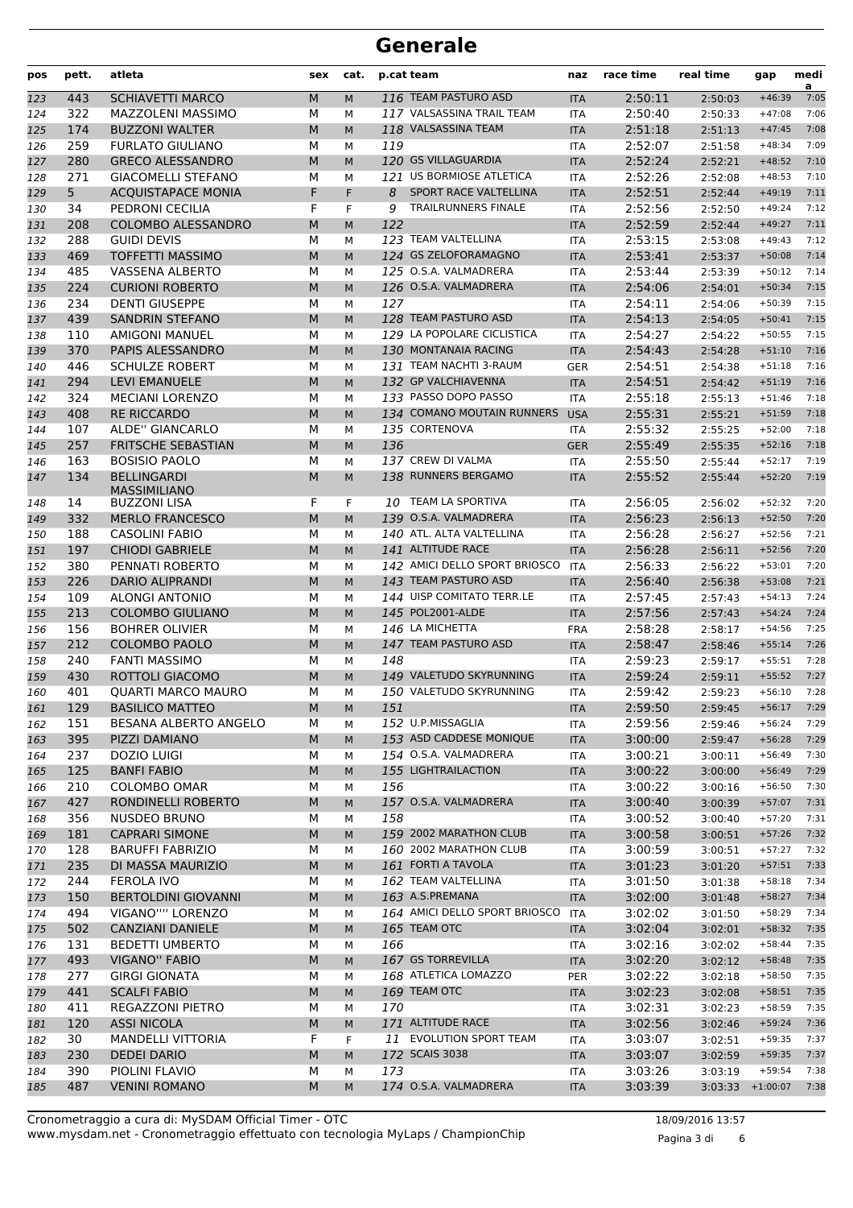# Generale

| pos | pett. | atleta | sex | cat. | p.cat team | naz | race time | real time | gap | media |
|---|---|---|---|---|---|---|---|---|---|---|
| 123 | 443 | SCHIAVETTI MARCO | M | M | 116 TEAM PASTURO ASD | ITA | 2:50:11 | 2:50:03 | +46:39 | 7:05 |
| 124 | 322 | MAZZOLENI MASSIMO | M | M | 117 VALSASSINA TRAIL TEAM | ITA | 2:50:40 | 2:50:33 | +47:08 | 7:06 |
| 125 | 174 | BUZZONI WALTER | M | M | 118 VALSASSINA TEAM | ITA | 2:51:18 | 2:51:13 | +47:45 | 7:08 |
| 126 | 259 | FURLATO GIULIANO | M | M | 119 | ITA | 2:52:07 | 2:51:58 | +48:34 | 7:09 |
| 127 | 280 | GRECO ALESSANDRO | M | M | 120 GS VILLAGUARDIA | ITA | 2:52:24 | 2:52:21 | +48:52 | 7:10 |
| 128 | 271 | GIACOMELLI STEFANO | M | M | 121 US BORMIOSE ATLETICA | ITA | 2:52:26 | 2:52:08 | +48:53 | 7:10 |
| 129 | 5 | ACQUISTAPACE MONIA | F | F | 8 SPORT RACE VALTELLINA | ITA | 2:52:51 | 2:52:44 | +49:19 | 7:11 |
| 130 | 34 | PEDRONI CECILIA | F | F | 9 TRAILRUNNERS FINALE | ITA | 2:52:56 | 2:52:50 | +49:24 | 7:12 |
| 131 | 208 | COLOMBO ALESSANDRO | M | M | 122 | ITA | 2:52:59 | 2:52:44 | +49:27 | 7:11 |
| 132 | 288 | GUIDI DEVIS | M | M | 123 TEAM VALTELLINA | ITA | 2:53:15 | 2:53:08 | +49:43 | 7:12 |
| 133 | 469 | TOFFETTI MASSIMO | M | M | 124 GS ZELOFORAMAGNO | ITA | 2:53:41 | 2:53:37 | +50:08 | 7:14 |
| 134 | 485 | VASSENA ALBERTO | M | M | 125 O.S.A. VALMADRERA | ITA | 2:53:44 | 2:53:39 | +50:12 | 7:14 |
| 135 | 224 | CURIONI ROBERTO | M | M | 126 O.S.A. VALMADRERA | ITA | 2:54:06 | 2:54:01 | +50:34 | 7:15 |
| 136 | 234 | DENTI GIUSEPPE | M | M | 127 | ITA | 2:54:11 | 2:54:06 | +50:39 | 7:15 |
| 137 | 439 | SANDRIN STEFANO | M | M | 128 TEAM PASTURO ASD | ITA | 2:54:13 | 2:54:05 | +50:41 | 7:15 |
| 138 | 110 | AMIGONI MANUEL | M | M | 129 LA POPOLARE CICLISTICA | ITA | 2:54:27 | 2:54:22 | +50:55 | 7:15 |
| 139 | 370 | PAPIS ALESSANDRO | M | M | 130 MONTANAIA RACING | ITA | 2:54:43 | 2:54:28 | +51:10 | 7:16 |
| 140 | 446 | SCHULZE ROBERT | M | M | 131 TEAM NACHTI 3-RAUM | GER | 2:54:51 | 2:54:38 | +51:18 | 7:16 |
| 141 | 294 | LEVI EMANUELE | M | M | 132 GP VALCHIAVENNA | ITA | 2:54:51 | 2:54:42 | +51:19 | 7:16 |
| 142 | 324 | MECIANI LORENZO | M | M | 133 PASSO DOPO PASSO | ITA | 2:55:18 | 2:55:13 | +51:46 | 7:18 |
| 143 | 408 | RE RICCARDO | M | M | 134 COMANO MOUTAIN RUNNERS | USA | 2:55:31 | 2:55:21 | +51:59 | 7:18 |
| 144 | 107 | ALDE'' GIANCARLO | M | M | 135 CORTENOVA | ITA | 2:55:32 | 2:55:25 | +52:00 | 7:18 |
| 145 | 257 | FRITSCHE SEBASTIAN | M | M | 136 | GER | 2:55:49 | 2:55:35 | +52:16 | 7:18 |
| 146 | 163 | BOSISIO PAOLO | M | M | 137 CREW DI VALMA | ITA | 2:55:50 | 2:55:44 | +52:17 | 7:19 |
| 147 | 134 | BELLINGARDI MASSIMILIANO | M | M | 138 RUNNERS BERGAMO | ITA | 2:55:52 | 2:55:44 | +52:20 | 7:19 |
| 148 | 14 | BUZZONI LISA | F | F | 10 TEAM LA SPORTIVA | ITA | 2:56:05 | 2:56:02 | +52:32 | 7:20 |
| 149 | 332 | MERLO FRANCESCO | M | M | 139 O.S.A. VALMADRERA | ITA | 2:56:23 | 2:56:13 | +52:50 | 7:20 |
| 150 | 188 | CASOLINI FABIO | M | M | 140 ATL. ALTA VALTELLINA | ITA | 2:56:28 | 2:56:27 | +52:56 | 7:21 |
| 151 | 197 | CHIODI GABRIELE | M | M | 141 ALTITUDE RACE | ITA | 2:56:28 | 2:56:11 | +52:56 | 7:20 |
| 152 | 380 | PENNATI ROBERTO | M | M | 142 AMICI DELLO SPORT BRIOSCO | ITA | 2:56:33 | 2:56:22 | +53:01 | 7:20 |
| 153 | 226 | DARIO ALIPRANDI | M | M | 143 TEAM PASTURO ASD | ITA | 2:56:40 | 2:56:38 | +53:08 | 7:21 |
| 154 | 109 | ALONGI ANTONIO | M | M | 144 UISP COMITATO TERR.LE | ITA | 2:57:45 | 2:57:43 | +54:13 | 7:24 |
| 155 | 213 | COLOMBO GIULIANO | M | M | 145 POL2001-ALDE | ITA | 2:57:56 | 2:57:43 | +54:24 | 7:24 |
| 156 | 156 | BOHRER OLIVIER | M | M | 146 LA MICHETTA | FRA | 2:58:28 | 2:58:17 | +54:56 | 7:25 |
| 157 | 212 | COLOMBO PAOLO | M | M | 147 TEAM PASTURO ASD | ITA | 2:58:47 | 2:58:46 | +55:14 | 7:26 |
| 158 | 240 | FANTI MASSIMO | M | M | 148 | ITA | 2:59:23 | 2:59:17 | +55:51 | 7:28 |
| 159 | 430 | ROTTOLI GIACOMO | M | M | 149 VALETUDO SKYRUNNING | ITA | 2:59:24 | 2:59:11 | +55:52 | 7:27 |
| 160 | 401 | QUARTI MARCO MAURO | M | M | 150 VALETUDO SKYRUNNING | ITA | 2:59:42 | 2:59:23 | +56:10 | 7:28 |
| 161 | 129 | BASILICO MATTEO | M | M | 151 | ITA | 2:59:50 | 2:59:45 | +56:17 | 7:29 |
| 162 | 151 | BESANA ALBERTO ANGELO | M | M | 152 U.P.MISSAGLIA | ITA | 2:59:56 | 2:59:46 | +56:24 | 7:29 |
| 163 | 395 | PIZZI DAMIANO | M | M | 153 ASD CADDESE MONIQUE | ITA | 3:00:00 | 2:59:47 | +56:28 | 7:29 |
| 164 | 237 | DOZIO LUIGI | M | M | 154 O.S.A. VALMADRERA | ITA | 3:00:21 | 3:00:11 | +56:49 | 7:30 |
| 165 | 125 | BANFI FABIO | M | M | 155 LIGHTRAILACTION | ITA | 3:00:22 | 3:00:00 | +56:49 | 7:29 |
| 166 | 210 | COLOMBO OMAR | M | M | 156 | ITA | 3:00:22 | 3:00:16 | +56:50 | 7:30 |
| 167 | 427 | RONDINELLI ROBERTO | M | M | 157 O.S.A. VALMADRERA | ITA | 3:00:40 | 3:00:39 | +57:07 | 7:31 |
| 168 | 356 | NUSDEO BRUNO | M | M | 158 | ITA | 3:00:52 | 3:00:40 | +57:20 | 7:31 |
| 169 | 181 | CAPRARI SIMONE | M | M | 159 2002 MARATHON CLUB | ITA | 3:00:58 | 3:00:51 | +57:26 | 7:32 |
| 170 | 128 | BARUFFI FABRIZIO | M | M | 160 2002 MARATHON CLUB | ITA | 3:00:59 | 3:00:51 | +57:27 | 7:32 |
| 171 | 235 | DI MASSA MAURIZIO | M | M | 161 FORTI A TAVOLA | ITA | 3:01:23 | 3:01:20 | +57:51 | 7:33 |
| 172 | 244 | FEROLA IVO | M | M | 162 TEAM VALTELLINA | ITA | 3:01:50 | 3:01:38 | +58:18 | 7:34 |
| 173 | 150 | BERTOLDINI GIOVANNI | M | M | 163 A.S.PREMANA | ITA | 3:02:00 | 3:01:48 | +58:27 | 7:34 |
| 174 | 494 | VIGANO'''' LORENZO | M | M | 164 AMICI DELLO SPORT BRIOSCO | ITA | 3:02:02 | 3:01:50 | +58:29 | 7:34 |
| 175 | 502 | CANZIANI DANIELE | M | M | 165 TEAM OTC | ITA | 3:02:04 | 3:02:01 | +58:32 | 7:35 |
| 176 | 131 | BEDETTI UMBERTO | M | M | 166 | ITA | 3:02:16 | 3:02:02 | +58:44 | 7:35 |
| 177 | 493 | VIGANO'' FABIO | M | M | 167 GS TORREVILLA | ITA | 3:02:20 | 3:02:12 | +58:48 | 7:35 |
| 178 | 277 | GIRGI GIONATA | M | M | 168 ATLETICA LOMAZZO | PER | 3:02:22 | 3:02:18 | +58:50 | 7:35 |
| 179 | 441 | SCALFI FABIO | M | M | 169 TEAM OTC | ITA | 3:02:23 | 3:02:08 | +58:51 | 7:35 |
| 180 | 411 | REGAZZONI PIETRO | M | M | 170 | ITA | 3:02:31 | 3:02:23 | +58:59 | 7:35 |
| 181 | 120 | ASSI NICOLA | M | M | 171 ALTITUDE RACE | ITA | 3:02:56 | 3:02:46 | +59:24 | 7:36 |
| 182 | 30 | MANDELLI VITTORIA | F | F | 11 EVOLUTION SPORT TEAM | ITA | 3:03:07 | 3:02:51 | +59:35 | 7:37 |
| 183 | 230 | DEDEI DARIO | M | M | 172 SCAIS 3038 | ITA | 3:03:07 | 3:02:59 | +59:35 | 7:37 |
| 184 | 390 | PIOLINI FLAVIO | M | M | 173 | ITA | 3:03:26 | 3:03:19 | +59:54 | 7:38 |
| 185 | 487 | VENINI ROMANO | M | M | 174 O.S.A. VALMADRERA | ITA | 3:03:39 | 3:03:33 | +1:00:07 | 7:38 |

Cronometraggio a cura di: MySDAM Official Timer - OTC
www.mysdam.net - Cronometraggio effettuato con tecnologia MyLaps / ChampionChip

18/09/2016 13:57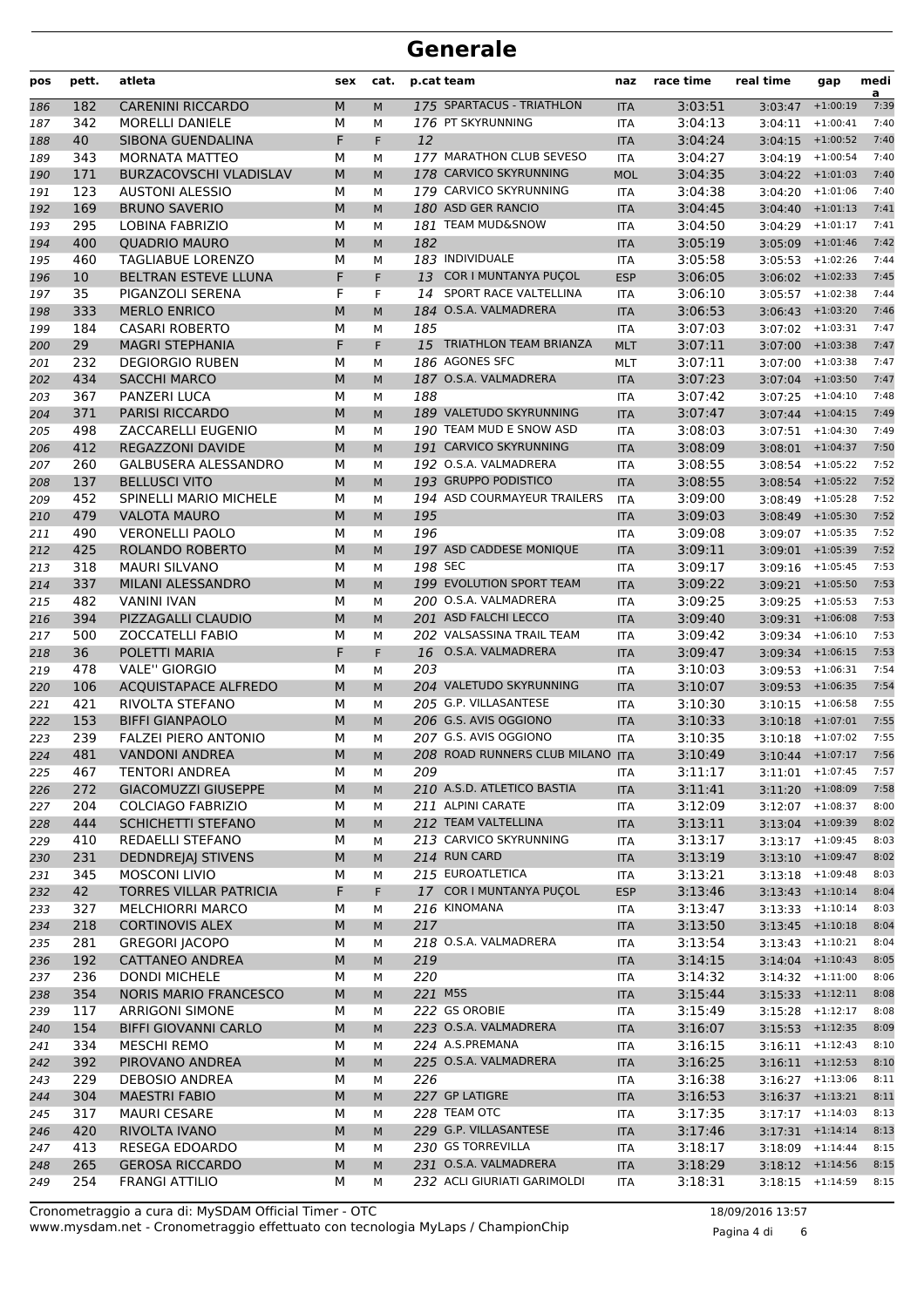# Generale

| pos | pett. | atleta | sex | cat. | p.cat | team | naz | race time | real time | gap | media |
|---|---|---|---|---|---|---|---|---|---|---|---|
| 186 | 182 | CARENINI RICCARDO | M | M | 175 | SPARTACUS - TRIATHLON | ITA | 3:03:51 | 3:03:47 | +1:00:19 | 7:39 |
| 187 | 342 | MORELLI DANIELE | M | M | 176 | PT SKYRUNNING | ITA | 3:04:13 | 3:04:11 | +1:00:41 | 7:40 |
| 188 | 40 | SIBONA GUENDALINA | F | F | 12 | | ITA | 3:04:24 | 3:04:15 | +1:00:52 | 7:40 |
| 189 | 343 | MORNATA MATTEO | M | M | 177 | MARATHON CLUB SEVESO | ITA | 3:04:27 | 3:04:19 | +1:00:54 | 7:40 |
| 190 | 171 | BURZACOVSCHI VLADISLAV | M | M | 178 | CARVICO SKYRUNNING | MOL | 3:04:35 | 3:04:22 | +1:01:03 | 7:40 |
| 191 | 123 | AUSTONI ALESSIO | M | M | 179 | CARVICO SKYRUNNING | ITA | 3:04:38 | 3:04:20 | +1:01:06 | 7:40 |
| 192 | 169 | BRUNO SAVERIO | M | M | 180 | ASD GER RANCIO | ITA | 3:04:45 | 3:04:40 | +1:01:13 | 7:41 |
| 193 | 295 | LOBINA FABRIZIO | M | M | 181 | TEAM MUD&SNOW | ITA | 3:04:50 | 3:04:29 | +1:01:17 | 7:41 |
| 194 | 400 | QUADRIO MAURO | M | M | 182 | | ITA | 3:05:19 | 3:05:09 | +1:01:46 | 7:42 |
| 195 | 460 | TAGLIABUE LORENZO | M | M | 183 | INDIVIDUALE | ITA | 3:05:58 | 3:05:53 | +1:02:26 | 7:44 |
| 196 | 10 | BELTRAN ESTEVE LLUNA | F | F | 13 | COR I MUNTANYA PUÇOL | ESP | 3:06:05 | 3:06:02 | +1:02:33 | 7:45 |
| 197 | 35 | PIGANZOLI SERENA | F | F | 14 | SPORT RACE VALTELLINA | ITA | 3:06:10 | 3:05:57 | +1:02:38 | 7:44 |
| 198 | 333 | MERLO ENRICO | M | M | 184 | O.S.A. VALMADRERA | ITA | 3:06:53 | 3:06:43 | +1:03:20 | 7:46 |
| 199 | 184 | CASARI ROBERTO | M | M | 185 | | ITA | 3:07:03 | 3:07:02 | +1:03:31 | 7:47 |
| 200 | 29 | MAGRI STEPHANIA | F | F | 15 | TRIATHLON TEAM BRIANZA | MLT | 3:07:11 | 3:07:00 | +1:03:38 | 7:47 |
| 201 | 232 | DEGIORGIO RUBEN | M | M | 186 | AGONES SFC | MLT | 3:07:11 | 3:07:00 | +1:03:38 | 7:47 |
| 202 | 434 | SACCHI MARCO | M | M | 187 | O.S.A. VALMADRERA | ITA | 3:07:23 | 3:07:04 | +1:03:50 | 7:47 |
| 203 | 367 | PANZERI LUCA | M | M | 188 | | ITA | 3:07:42 | 3:07:25 | +1:04:10 | 7:48 |
| 204 | 371 | PARISI RICCARDO | M | M | 189 | VALETUDO SKYRUNNING | ITA | 3:07:47 | 3:07:44 | +1:04:15 | 7:49 |
| 205 | 498 | ZACCARELLI EUGENIO | M | M | 190 | TEAM MUD E SNOW ASD | ITA | 3:08:03 | 3:07:51 | +1:04:30 | 7:49 |
| 206 | 412 | REGAZZONI DAVIDE | M | M | 191 | CARVICO SKYRUNNING | ITA | 3:08:09 | 3:08:01 | +1:04:37 | 7:50 |
| 207 | 260 | GALBUSERA ALESSANDRO | M | M | 192 | O.S.A. VALMADRERA | ITA | 3:08:55 | 3:08:54 | +1:05:22 | 7:52 |
| 208 | 137 | BELLUSCI VITO | M | M | 193 | GRUPPO PODISTICO | ITA | 3:08:55 | 3:08:54 | +1:05:22 | 7:52 |
| 209 | 452 | SPINELLI MARIO MICHELE | M | M | 194 | ASD COURMAYEUR TRAILERS | ITA | 3:09:00 | 3:08:49 | +1:05:28 | 7:52 |
| 210 | 479 | VALOTA MAURO | M | M | 195 | | ITA | 3:09:03 | 3:08:49 | +1:05:30 | 7:52 |
| 211 | 490 | VERONELLI PAOLO | M | M | 196 | | ITA | 3:09:08 | 3:09:07 | +1:05:35 | 7:52 |
| 212 | 425 | ROLANDO ROBERTO | M | M | 197 | ASD CADDESE MONIQUE | ITA | 3:09:11 | 3:09:01 | +1:05:39 | 7:52 |
| 213 | 318 | MAURI SILVANO | M | M | 198 | SEC | ITA | 3:09:17 | 3:09:16 | +1:05:45 | 7:53 |
| 214 | 337 | MILANI ALESSANDRO | M | M | 199 | EVOLUTION SPORT TEAM | ITA | 3:09:22 | 3:09:21 | +1:05:50 | 7:53 |
| 215 | 482 | VANINI IVAN | M | M | 200 | O.S.A. VALMADRERA | ITA | 3:09:25 | 3:09:25 | +1:05:53 | 7:53 |
| 216 | 394 | PIZZAGALLI CLAUDIO | M | M | 201 | ASD FALCHI LECCO | ITA | 3:09:40 | 3:09:31 | +1:06:08 | 7:53 |
| 217 | 500 | ZOCCATELLI FABIO | M | M | 202 | VALSASSINA TRAIL TEAM | ITA | 3:09:42 | 3:09:34 | +1:06:10 | 7:53 |
| 218 | 36 | POLETTI MARIA | F | F | 16 | O.S.A. VALMADRERA | ITA | 3:09:47 | 3:09:34 | +1:06:15 | 7:53 |
| 219 | 478 | VALE'' GIORGIO | M | M | 203 | | ITA | 3:10:03 | 3:09:53 | +1:06:31 | 7:54 |
| 220 | 106 | ACQUISTAPACE ALFREDO | M | M | 204 | VALETUDO SKYRUNNING | ITA | 3:10:07 | 3:09:53 | +1:06:35 | 7:54 |
| 221 | 421 | RIVOLTA STEFANO | M | M | 205 | G.P. VILLASANTESE | ITA | 3:10:30 | 3:10:15 | +1:06:58 | 7:55 |
| 222 | 153 | BIFFI GIANPAOLO | M | M | 206 | G.S. AVIS OGGIONO | ITA | 3:10:33 | 3:10:18 | +1:07:01 | 7:55 |
| 223 | 239 | FALZEI PIERO ANTONIO | M | M | 207 | G.S. AVIS OGGIONO | ITA | 3:10:35 | 3:10:18 | +1:07:02 | 7:55 |
| 224 | 481 | VANDONI ANDREA | M | M | 208 | ROAD RUNNERS CLUB MILANO | ITA | 3:10:49 | 3:10:44 | +1:07:17 | 7:56 |
| 225 | 467 | TENTORI ANDREA | M | M | 209 | | ITA | 3:11:17 | 3:11:01 | +1:07:45 | 7:57 |
| 226 | 272 | GIACOMUZZI GIUSEPPE | M | M | 210 | A.S.D. ATLETICO BASTIA | ITA | 3:11:41 | 3:11:20 | +1:08:09 | 7:58 |
| 227 | 204 | COLCIAGO FABRIZIO | M | M | 211 | ALPINI CARATE | ITA | 3:12:09 | 3:12:07 | +1:08:37 | 8:00 |
| 228 | 444 | SCHICHETTI STEFANO | M | M | 212 | TEAM VALTELLINA | ITA | 3:13:11 | 3:13:04 | +1:09:39 | 8:02 |
| 229 | 410 | REDAELLI STEFANO | M | M | 213 | CARVICO SKYRUNNING | ITA | 3:13:17 | 3:13:17 | +1:09:45 | 8:03 |
| 230 | 231 | DEDNDREJAJ STIVENS | M | M | 214 | RUN CARD | ITA | 3:13:19 | 3:13:10 | +1:09:47 | 8:02 |
| 231 | 345 | MOSCONI LIVIO | M | M | 215 | EUROATLETICA | ITA | 3:13:21 | 3:13:18 | +1:09:48 | 8:03 |
| 232 | 42 | TORRES VILLAR PATRICIA | F | F | 17 | COR I MUNTANYA PUÇOL | ESP | 3:13:46 | 3:13:43 | +1:10:14 | 8:04 |
| 233 | 327 | MELCHIORRI MARCO | M | M | 216 | KINOMANA | ITA | 3:13:47 | 3:13:33 | +1:10:14 | 8:03 |
| 234 | 218 | CORTINOVIS ALEX | M | M | 217 | | ITA | 3:13:50 | 3:13:45 | +1:10:18 | 8:04 |
| 235 | 281 | GREGORI JACOPO | M | M | 218 | O.S.A. VALMADRERA | ITA | 3:13:54 | 3:13:43 | +1:10:21 | 8:04 |
| 236 | 192 | CATTANEO ANDREA | M | M | 219 | | ITA | 3:14:15 | 3:14:04 | +1:10:43 | 8:05 |
| 237 | 236 | DONDI MICHELE | M | M | 220 | | ITA | 3:14:32 | 3:14:32 | +1:11:00 | 8:06 |
| 238 | 354 | NORIS MARIO FRANCESCO | M | M | 221 | M5S | ITA | 3:15:44 | 3:15:33 | +1:12:11 | 8:08 |
| 239 | 117 | ARRIGONI SIMONE | M | M | 222 | GS OROBIE | ITA | 3:15:49 | 3:15:28 | +1:12:17 | 8:08 |
| 240 | 154 | BIFFI GIOVANNI CARLO | M | M | 223 | O.S.A. VALMADRERA | ITA | 3:16:07 | 3:15:53 | +1:12:35 | 8:09 |
| 241 | 334 | MESCHI REMO | M | M | 224 | A.S.PREMANA | ITA | 3:16:15 | 3:16:11 | +1:12:43 | 8:10 |
| 242 | 392 | PIROVANO ANDREA | M | M | 225 | O.S.A. VALMADRERA | ITA | 3:16:25 | 3:16:11 | +1:12:53 | 8:10 |
| 243 | 229 | DEBOSIO ANDREA | M | M | 226 | | ITA | 3:16:38 | 3:16:27 | +1:13:06 | 8:11 |
| 244 | 304 | MAESTRI FABIO | M | M | 227 | GP LATIGRE | ITA | 3:16:53 | 3:16:37 | +1:13:21 | 8:11 |
| 245 | 317 | MAURI CESARE | M | M | 228 | TEAM OTC | ITA | 3:17:35 | 3:17:17 | +1:14:03 | 8:13 |
| 246 | 420 | RIVOLTA IVANO | M | M | 229 | G.P. VILLASANTESE | ITA | 3:17:46 | 3:17:31 | +1:14:14 | 8:13 |
| 247 | 413 | RESEGA EDOARDO | M | M | 230 | GS TORREVILLA | ITA | 3:18:17 | 3:18:09 | +1:14:44 | 8:15 |
| 248 | 265 | GEROSA RICCARDO | M | M | 231 | O.S.A. VALMADRERA | ITA | 3:18:29 | 3:18:12 | +1:14:56 | 8:15 |
| 249 | 254 | FRANGI ATTILIO | M | M | 232 | ACLI GIURIATI GARIMOLDI | ITA | 3:18:31 | 3:18:15 | +1:14:59 | 8:15 |

Cronometraggio a cura di: MySDAM Official Timer - OTC
www.mysdam.net - Cronometraggio effettuato con tecnologia MyLaps / ChampionChip

18/09/2016 13:57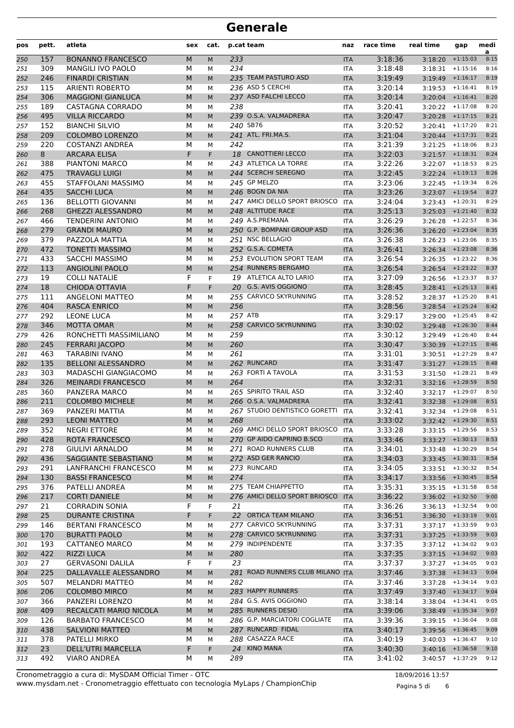# Generale

| pos | pett. | atleta | sex | cat. | p.cat | team | naz | race time | real time | gap | media |
|---|---|---|---|---|---|---|---|---|---|---|---|
| 250 | 157 | BONANNO FRANCESCO | M | M | 233 | | ITA | 3:18:36 | 3:18:20 | +1:15:03 | 8:15 |
| 251 | 309 | MANGILI IVO PAOLO | M | M | 234 | | ITA | 3:18:48 | 3:18:31 | +1:15:16 | 8:16 |
| 252 | 246 | FINARDI CRISTIAN | M | M | 235 | TEAM PASTURO ASD | ITA | 3:19:49 | 3:19:49 | +1:16:17 | 8:19 |
| 253 | 115 | ARIENTI ROBERTO | M | M | 236 | ASD 5 CERCHI | ITA | 3:20:14 | 3:19:53 | +1:16:41 | 8:19 |
| 254 | 306 | MAGGIONI GIANLUCA | M | M | 237 | ASD FALCHI LECCO | ITA | 3:20:14 | 3:20:04 | +1:16:41 | 8:20 |
| 255 | 189 | CASTAGNA CORRADO | M | M | 238 | | ITA | 3:20:41 | 3:20:22 | +1:17:08 | 8:20 |
| 256 | 495 | VILLA RICCARDO | M | M | 239 | O.S.A. VALMADRERA | ITA | 3:20:47 | 3:20:28 | +1:17:15 | 8:21 |
| 257 | 152 | BIANCHI SILVIO | M | M | 240 | SB76 | ITA | 3:20:52 | 3:20:41 | +1:17:20 | 8:21 |
| 258 | 209 | COLOMBO LORENZO | M | M | 241 | ATL. FRI.MA.S. | ITA | 3:21:04 | 3:20:44 | +1:17:31 | 8:21 |
| 259 | 220 | COSTANZI ANDREA | M | M | 242 | | ITA | 3:21:39 | 3:21:25 | +1:18:06 | 8:23 |
| 260 | 8 | ARCARA ELISA | F | F | 18 | CANOTTIERI LECCO | ITA | 3:22:03 | 3:21:57 | +1:18:31 | 8:24 |
| 261 | 388 | PIANTONI MARCO | M | M | 243 | ATLETICA LA TORRE | ITA | 3:22:26 | 3:22:07 | +1:18:53 | 8:25 |
| 262 | 475 | TRAVAGLI LUIGI | M | M | 244 | 5CERCHI SEREGNO | ITA | 3:22:45 | 3:22:24 | +1:19:13 | 8:26 |
| 263 | 455 | STAFFOLANI MASSIMO | M | M | 245 | GP MELZO | ITA | 3:23:06 | 3:22:45 | +1:19:34 | 8:26 |
| 264 | 435 | SACCHI LUCA | M | M | 246 | BOGN DA NIA | ITA | 3:23:26 | 3:23:07 | +1:19:54 | 8:27 |
| 265 | 136 | BELLOTTI GIOVANNI | M | M | 247 | AMICI DELLO SPORT BRIOSCO | ITA | 3:24:04 | 3:23:43 | +1:20:31 | 8:29 |
| 266 | 268 | GHEZZI ALESSANDRO | M | M | 248 | ALTITUDE RACE | ITA | 3:25:13 | 3:25:03 | +1:21:40 | 8:32 |
| 267 | 466 | TENDERINI ANTONIO | M | M | 249 | A.S.PREMANA | ITA | 3:26:29 | 3:26:28 | +1:22:57 | 8:36 |
| 268 | 279 | GRANDI MAURO | M | M | 250 | G.P. BOMPANI GROUP ASD | ITA | 3:26:36 | 3:26:20 | +1:23:04 | 8:35 |
| 269 | 379 | PAZZOLA MATTIA | M | M | 251 | NSC BELLAGIO | ITA | 3:26:38 | 3:26:23 | +1:23:06 | 8:35 |
| 270 | 472 | TONETTI MASSIMO | M | M | 252 | G.S.A. COMETA | ITA | 3:26:41 | 3:26:34 | +1:23:08 | 8:36 |
| 271 | 433 | SACCHI MASSIMO | M | M | 253 | EVOLUTION SPORT TEAM | ITA | 3:26:54 | 3:26:35 | +1:23:22 | 8:36 |
| 272 | 113 | ANGIOLINI PAOLO | M | M | 254 | RUNNERS BERGAMO | ITA | 3:26:54 | 3:26:54 | +1:23:22 | 8:37 |
| 273 | 19 | COLLI NATALIE | F | F | 19 | ATLETICA ALTO LARIO | ITA | 3:27:09 | 3:26:56 | +1:23:37 | 8:37 |
| 274 | 18 | CHIODA OTTAVIA | F | F | 20 | G.S. AVIS OGGIONO | ITA | 3:28:45 | 3:28:41 | +1:25:13 | 8:41 |
| 275 | 111 | ANGELONI MATTEO | M | M | 255 | CARVICO SKYRUNNING | ITA | 3:28:52 | 3:28:37 | +1:25:20 | 8:41 |
| 276 | 404 | RASCA ENRICO | M | M | 256 | | ITA | 3:28:56 | 3:28:54 | +1:25:24 | 8:42 |
| 277 | 292 | LEONE LUCA | M | M | 257 | ATB | ITA | 3:29:17 | 3:29:00 | +1:25:45 | 8:42 |
| 278 | 346 | MOTTA OMAR | M | M | 258 | CARVICO SKYRUNNING | ITA | 3:30:02 | 3:29:48 | +1:26:30 | 8:44 |
| 279 | 426 | RONCHETTI MASSIMILIANO | M | M | 259 | | ITA | 3:30:12 | 3:29:49 | +1:26:40 | 8:44 |
| 280 | 245 | FERRARI JACOPO | M | M | 260 | | ITA | 3:30:47 | 3:30:39 | +1:27:15 | 8:46 |
| 281 | 463 | TARABINI IVANO | M | M | 261 | | ITA | 3:31:01 | 3:30:51 | +1:27:29 | 8:47 |
| 282 | 135 | BELLONI ALESSANDRO | M | M | 262 | RUNCARD | ITA | 3:31:47 | 3:31:27 | +1:28:15 | 8:48 |
| 283 | 303 | MADASCHI GIANGIACOMO | M | M | 263 | FORTI A TAVOLA | ITA | 3:31:53 | 3:31:50 | +1:28:21 | 8:49 |
| 284 | 326 | MEINARDI FRANCESCO | M | M | 264 | | ITA | 3:32:31 | 3:32:16 | +1:28:59 | 8:50 |
| 285 | 360 | PANZERA MARCO | M | M | 265 | SPIRITO TRAIL ASD | ITA | 3:32:40 | 3:32:17 | +1:29:07 | 8:50 |
| 286 | 211 | COLOMBO MICHELE | M | M | 266 | O.S.A. VALMADRERA | ITA | 3:32:41 | 3:32:38 | +1:29:08 | 8:51 |
| 287 | 369 | PANZERI MATTIA | M | M | 267 | STUDIO DENTISTICO GORETTI | ITA | 3:32:41 | 3:32:34 | +1:29:08 | 8:51 |
| 288 | 293 | LEONI MATTEO | M | M | 268 | | ITA | 3:33:02 | 3:32:42 | +1:29:30 | 8:51 |
| 289 | 352 | NEGRI ETTORE | M | M | 269 | AMICI DELLO SPORT BRIOSCO | ITA | 3:33:28 | 3:33:15 | +1:29:56 | 8:53 |
| 290 | 428 | ROTA FRANCESCO | M | M | 270 | GP AIDO CAPRINO B.SCO | ITA | 3:33:46 | 3:33:27 | +1:30:13 | 8:53 |
| 291 | 278 | GIULIVI ARNALDO | M | M | 271 | ROAD RUNNERS CLUB | ITA | 3:34:01 | 3:33:48 | +1:30:29 | 8:54 |
| 292 | 436 | SAGGIANTE SEBASTIANO | M | M | 272 | ASD GER RANCIO | ITA | 3:34:03 | 3:33:45 | +1:30:31 | 8:54 |
| 293 | 291 | LANFRANCHI FRANCESCO | M | M | 273 | RUNCARD | ITA | 3:34:05 | 3:33:51 | +1:30:32 | 8:54 |
| 294 | 130 | BASSI FRANCESCO | M | M | 274 | | ITA | 3:34:17 | 3:33:56 | +1:30:45 | 8:54 |
| 295 | 376 | PATELLI ANDREA | M | M | 275 | TEAM CHIAPPETTO | ITA | 3:35:31 | 3:35:15 | +1:31:58 | 8:58 |
| 296 | 217 | CORTI DANIELE | M | M | 276 | AMICI DELLO SPORT BRIOSCO | ITA | 3:36:22 | 3:36:02 | +1:32:50 | 9:00 |
| 297 | 21 | CORRADIN SONIA | F | F | 21 | | ITA | 3:36:26 | 3:36:13 | +1:32:54 | 9:00 |
| 298 | 25 | DURANTE CRISTINA | F | F | 22 | ORTICA TEAM MILANO | ITA | 3:36:51 | 3:36:30 | +1:33:19 | 9:01 |
| 299 | 146 | BERTANI FRANCESCO | M | M | 277 | CARVICO SKYRUNNING | ITA | 3:37:31 | 3:37:17 | +1:33:59 | 9:03 |
| 300 | 170 | BURATTI PAOLO | M | M | 278 | CARVICO SKYRUNNING | ITA | 3:37:31 | 3:37:25 | +1:33:59 | 9:03 |
| 301 | 193 | CATTANEO MARCO | M | M | 279 | INDIPENDENTE | ITA | 3:37:35 | 3:37:12 | +1:34:02 | 9:03 |
| 302 | 422 | RIZZI LUCA | M | M | 280 | | ITA | 3:37:35 | 3:37:15 | +1:34:02 | 9:03 |
| 303 | 27 | GERVASONI DALILA | F | F | 23 | | ITA | 3:37:37 | 3:37:27 | +1:34:05 | 9:03 |
| 304 | 225 | DALLAVALLE ALESSANDRO | M | M | 281 | ROAD RUNNERS CLUB MILANO | ITA | 3:37:46 | 3:37:38 | +1:34:13 | 9:04 |
| 305 | 507 | MELANDRI MATTEO | M | M | 282 | | ITA | 3:37:46 | 3:37:28 | +1:34:14 | 9:03 |
| 306 | 206 | COLOMBO MIRCO | M | M | 283 | HAPPY RUNNERS | ITA | 3:37:49 | 3:37:40 | +1:34:17 | 9:04 |
| 307 | 366 | PANZERI LORENZO | M | M | 284 | G.S. AVIS OGGIONO | ITA | 3:38:14 | 3:38:04 | +1:34:41 | 9:05 |
| 308 | 409 | RECALCATI MARIO NICOLA | M | M | 285 | RUNNERS DESIO | ITA | 3:39:06 | 3:38:49 | +1:35:34 | 9:07 |
| 309 | 126 | BARBATO FRANCESCO | M | M | 286 | G.P. MARCIATORI COGLIATE | ITA | 3:39:36 | 3:39:15 | +1:36:04 | 9:08 |
| 310 | 438 | SALVIONI MATTEO | M | M | 287 | RUNCARD FIDAL | ITA | 3:40:17 | 3:39:56 | +1:36:45 | 9:09 |
| 311 | 378 | PATELLI MIRKO | M | M | 288 | CASAZZA RACE | ITA | 3:40:19 | 3:40:03 | +1:36:47 | 9:10 |
| 312 | 23 | DELL'UTRI MARCELLA | F | F | 24 | KINO MANA | ITA | 3:40:30 | 3:40:16 | +1:36:58 | 9:10 |
| 313 | 492 | VIARO ANDREA | M | M | 289 | | ITA | 3:41:02 | 3:40:57 | +1:37:29 | 9:12 |

Cronometraggio a cura di: MySDAM Official Timer - OTC
www.mysdam.net - Cronometraggio effettuato con tecnologia MyLaps / ChampionChip

18/09/2016 13:57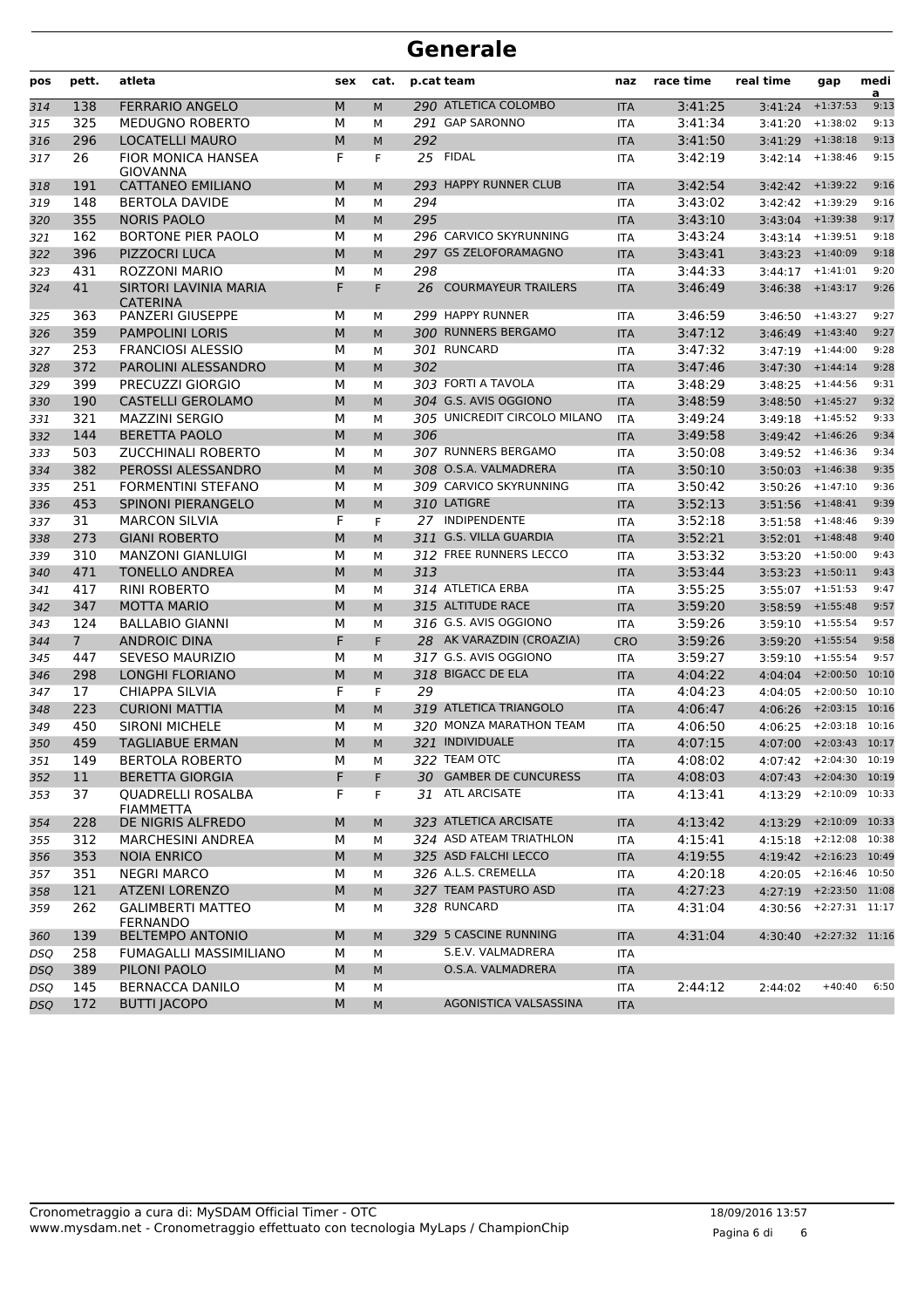# Generale

| pos | pett. | atleta | sex | cat. | p.cat | team | naz | race time | real time | gap | media |
|---|---|---|---|---|---|---|---|---|---|---|---|
| 314 | 138 | FERRARIO ANGELO | M | M | 290 | ATLETICA COLOMBO | ITA | 3:41:25 | 3:41:24 | +1:37:53 | 9:13 |
| 315 | 325 | MEDUGNO ROBERTO | M | M | 291 | GAP SARONNO | ITA | 3:41:34 | 3:41:20 | +1:38:02 | 9:13 |
| 316 | 296 | LOCATELLI MAURO | M | M | 292 | | ITA | 3:41:50 | 3:41:29 | +1:38:18 | 9:13 |
| 317 | 26 | FIOR MONICA HANSEA GIOVANNA | F | F | 25 | FIDAL | ITA | 3:42:19 | 3:42:14 | +1:38:46 | 9:15 |
| 318 | 191 | CATTANEO EMILIANO | M | M | 293 | HAPPY RUNNER CLUB | ITA | 3:42:54 | 3:42:42 | +1:39:22 | 9:16 |
| 319 | 148 | BERTOLA DAVIDE | M | M | 294 | | ITA | 3:43:02 | 3:42:42 | +1:39:29 | 9:16 |
| 320 | 355 | NORIS PAOLO | M | M | 295 | | ITA | 3:43:10 | 3:43:04 | +1:39:38 | 9:17 |
| 321 | 162 | BORTONE PIER PAOLO | M | M | 296 | CARVICO SKYRUNNING | ITA | 3:43:24 | 3:43:14 | +1:39:51 | 9:18 |
| 322 | 396 | PIZZOCRI LUCA | M | M | 297 | GS ZELOFORAMAGNO | ITA | 3:43:41 | 3:43:23 | +1:40:09 | 9:18 |
| 323 | 431 | ROZZONI MARIO | M | M | 298 | | ITA | 3:44:33 | 3:44:17 | +1:41:01 | 9:20 |
| 324 | 41 | SIRTORI LAVINIA MARIA CATERINA | F | F | 26 | COURMAYEUR TRAILERS | ITA | 3:46:49 | 3:46:38 | +1:43:17 | 9:26 |
| 325 | 363 | PANZERI GIUSEPPE | M | M | 299 | HAPPY RUNNER | ITA | 3:46:59 | 3:46:50 | +1:43:27 | 9:27 |
| 326 | 359 | PAMPOLINI LORIS | M | M | 300 | RUNNERS BERGAMO | ITA | 3:47:12 | 3:46:49 | +1:43:40 | 9:27 |
| 327 | 253 | FRANCIOSI ALESSIO | M | M | 301 | RUNCARD | ITA | 3:47:32 | 3:47:19 | +1:44:00 | 9:28 |
| 328 | 372 | PAROLINI ALESSANDRO | M | M | 302 | | ITA | 3:47:46 | 3:47:30 | +1:44:14 | 9:28 |
| 329 | 399 | PRECUZZI GIORGIO | M | M | 303 | FORTI A TAVOLA | ITA | 3:48:29 | 3:48:25 | +1:44:56 | 9:31 |
| 330 | 190 | CASTELLI GEROLAMO | M | M | 304 | G.S. AVIS OGGIONO | ITA | 3:48:59 | 3:48:50 | +1:45:27 | 9:32 |
| 331 | 321 | MAZZINI SERGIO | M | M | 305 | UNICREDIT CIRCOLO MILANO | ITA | 3:49:24 | 3:49:18 | +1:45:52 | 9:33 |
| 332 | 144 | BERETTA PAOLO | M | M | 306 | | ITA | 3:49:58 | 3:49:42 | +1:46:26 | 9:34 |
| 333 | 503 | ZUCCHINALI ROBERTO | M | M | 307 | RUNNERS BERGAMO | ITA | 3:50:08 | 3:49:52 | +1:46:36 | 9:34 |
| 334 | 382 | PEROSSI ALESSANDRO | M | M | 308 | O.S.A. VALMADRERA | ITA | 3:50:10 | 3:50:03 | +1:46:38 | 9:35 |
| 335 | 251 | FORMENTINI STEFANO | M | M | 309 | CARVICO SKYRUNNING | ITA | 3:50:42 | 3:50:26 | +1:47:10 | 9:36 |
| 336 | 453 | SPINONI PIERANGELO | M | M | 310 | LATIGRE | ITA | 3:52:13 | 3:51:56 | +1:48:41 | 9:39 |
| 337 | 31 | MARCON SILVIA | F | F | 27 | INDIPENDENTE | ITA | 3:52:18 | 3:51:58 | +1:48:46 | 9:39 |
| 338 | 273 | GIANI ROBERTO | M | M | 311 | G.S. VILLA GUARDIA | ITA | 3:52:21 | 3:52:01 | +1:48:48 | 9:40 |
| 339 | 310 | MANZONI GIANLUIGI | M | M | 312 | FREE RUNNERS LECCO | ITA | 3:53:32 | 3:53:20 | +1:50:00 | 9:43 |
| 340 | 471 | TONELLO ANDREA | M | M | 313 | | ITA | 3:53:44 | 3:53:23 | +1:50:11 | 9:43 |
| 341 | 417 | RINI ROBERTO | M | M | 314 | ATLETICA ERBA | ITA | 3:55:25 | 3:55:07 | +1:51:53 | 9:47 |
| 342 | 347 | MOTTA MARIO | M | M | 315 | ALTITUDE RACE | ITA | 3:59:20 | 3:58:59 | +1:55:48 | 9:57 |
| 343 | 124 | BALLABIO GIANNI | M | M | 316 | G.S. AVIS OGGIONO | ITA | 3:59:26 | 3:59:10 | +1:55:54 | 9:57 |
| 344 | 7 | ANDROIC DINA | F | F | 28 | AK VARAZDIN (CROAZIA) | CRO | 3:59:26 | 3:59:20 | +1:55:54 | 9:58 |
| 345 | 447 | SEVESO MAURIZIO | M | M | 317 | G.S. AVIS OGGIONO | ITA | 3:59:27 | 3:59:10 | +1:55:54 | 9:57 |
| 346 | 298 | LONGHI FLORIANO | M | M | 318 | BIGACC DE ELA | ITA | 4:04:22 | 4:04:04 | +2:00:50 | 10:10 |
| 347 | 17 | CHIAPPA SILVIA | F | F | 29 | | ITA | 4:04:23 | 4:04:05 | +2:00:50 | 10:10 |
| 348 | 223 | CURIONI MATTIA | M | M | 319 | ATLETICA TRIANGOLO | ITA | 4:06:47 | 4:06:26 | +2:03:15 | 10:16 |
| 349 | 450 | SIRONI MICHELE | M | M | 320 | MONZA MARATHON TEAM | ITA | 4:06:50 | 4:06:25 | +2:03:18 | 10:16 |
| 350 | 459 | TAGLIABUE ERMAN | M | M | 321 | INDIVIDUALE | ITA | 4:07:15 | 4:07:00 | +2:03:43 | 10:17 |
| 351 | 149 | BERTOLA ROBERTO | M | M | 322 | TEAM OTC | ITA | 4:08:02 | 4:07:42 | +2:04:30 | 10:19 |
| 352 | 11 | BERETTA GIORGIA | F | F | 30 | GAMBER DE CUNCURESS | ITA | 4:08:03 | 4:07:43 | +2:04:30 | 10:19 |
| 353 | 37 | QUADRELLI ROSALBA FIAMMETTA | F | F | 31 | ATL ARCISATE | ITA | 4:13:41 | 4:13:29 | +2:10:09 | 10:33 |
| 354 | 228 | DE NIGRIS ALFREDO | M | M | 323 | ATLETICA ARCISATE | ITA | 4:13:42 | 4:13:29 | +2:10:09 | 10:33 |
| 355 | 312 | MARCHESINI ANDREA | M | M | 324 | ASD ATEAM TRIATHLON | ITA | 4:15:41 | 4:15:18 | +2:12:08 | 10:38 |
| 356 | 353 | NOIA ENRICO | M | M | 325 | ASD FALCHI LECCO | ITA | 4:19:55 | 4:19:42 | +2:16:23 | 10:49 |
| 357 | 351 | NEGRI MARCO | M | M | 326 | A.L.S. CREMELLA | ITA | 4:20:18 | 4:20:05 | +2:16:46 | 10:50 |
| 358 | 121 | ATZENI LORENZO | M | M | 327 | TEAM PASTURO ASD | ITA | 4:27:23 | 4:27:19 | +2:23:50 | 11:08 |
| 359 | 262 | GALIMBERTI MATTEO FERNANDO | M | M | 328 | RUNCARD | ITA | 4:31:04 | 4:30:56 | +2:27:31 | 11:17 |
| 360 | 139 | BELTEMPO ANTONIO | M | M | 329 | 5 CASCINE RUNNING | ITA | 4:31:04 | 4:30:40 | +2:27:32 | 11:16 |
| DSQ | 258 | FUMAGALLI MASSIMILIANO | M | M | | S.E.V. VALMADRERA | ITA | | | | |
| DSQ | 389 | PILONI PAOLO | M | M | | O.S.A. VALMADRERA | ITA | | | | |
| DSQ | 145 | BERNACCA DANILO | M | M | | | ITA | 2:44:12 | 2:44:02 | +40:40 | 6:50 |
| DSQ | 172 | BUTTI JACOPO | M | M | | AGONISTICA VALSASSINA | ITA | | | | |

Cronometraggio a cura di: MySDAM Official Timer - OTC
www.mysdam.net - Cronometraggio effettuato con tecnologia MyLaps / ChampionChip

18/09/2016 13:57